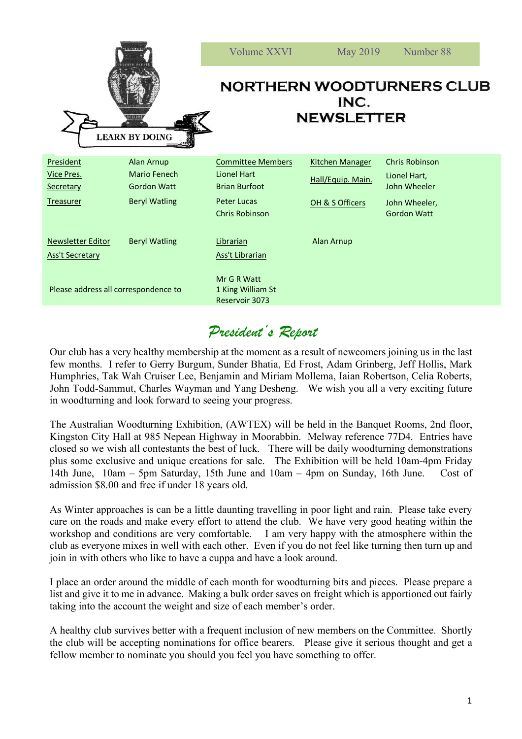LEARN BY DOING

Volume XXVI May 2019 Number 88

# NORTHERN WOODTURNERS CLUB INC. NEWSLETTER

| President | Alan Arnup | Committee Members | Kitchen Manager | Chris Robinson |
|---|---|---|---|---|
| Vice Pres. | Mario Fenech | Lionel Hart | Hall/Equip. Main. | Lionel Hart, John Wheeler |
| Secretary | Gordon Watt | Brian Burfoot | | |
| Treasurer | Beryl Watling | Peter Lucas | OH & S Officers | John Wheeler, Gordon Watt |
| | | Chris Robinson | | |
| Newsletter Editor | Beryl Watling | Librarian | Alan Arnup | |
| Ass't Secretary | | Ass't Librarian | | |
| Please address all correspondence to | | Mr G R Watt<br>1 King William St<br>Reservoir 3073 | | |

## *President's Report*

Our club has a very healthy membership at the moment as a result of newcomers joining us in the last few months. I refer to Gerry Burgum, Sunder Bhatia, Ed Frost, Adam Grinberg, Jeff Hollis, Mark Humphries, Tak Wah Cruiser Lee, Benjamin and Miriam Mollema, Iaian Robertson, Celia Roberts, John Todd-Sammut, Charles Wayman and Yang Desheng. We wish you all a very exciting future in woodturning and look forward to seeing your progress.

The Australian Woodturning Exhibition, (AWTEX) will be held in the Banquet Rooms, 2nd floor, Kingston City Hall at 985 Nepean Highway in Moorabbin. Melway reference 77D4. Entries have closed so we wish all contestants the best of luck. There will be daily woodturning demonstrations plus some exclusive and unique creations for sale. The Exhibition will be held 10am-4pm Friday 14th June, 10am – 5pm Saturday, 15th June and 10am – 4pm on Sunday, 16th June. Cost of admission $8.00 and free if under 18 years old.

As Winter approaches is can be a little daunting travelling in poor light and rain. Please take every care on the roads and make every effort to attend the club. We have very good heating within the workshop and conditions are very comfortable. I am very happy with the atmosphere within the club as everyone mixes in well with each other. Even if you do not feel like turning then turn up and join in with others who like to have a cuppa and have a look around.

I place an order around the middle of each month for woodturning bits and pieces. Please prepare a list and give it to me in advance. Making a bulk order saves on freight which is apportioned out fairly taking into the account the weight and size of each member's order.

A healthy club survives better with a frequent inclusion of new members on the Committee. Shortly the club will be accepting nominations for office bearers. Please give it serious thought and get a fellow member to nominate you should you feel you have something to offer.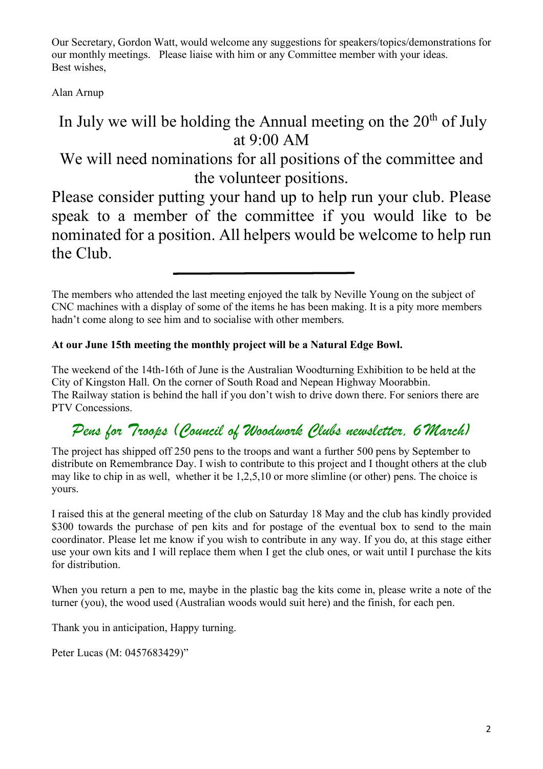Our Secretary, Gordon Watt, would welcome any suggestions for speakers/topics/demonstrations for our monthly meetings. Please liaise with him or any Committee member with your ideas.
Best wishes,

Alan Arnup

## In July we will be holding the Annual meeting on the 20th of July at 9:00 AM

## We will need nominations for all positions of the committee and the volunteer positions.

Please consider putting your hand up to help run your club. Please speak to a member of the committee if you would like to be nominated for a position. All helpers would be welcome to help run the Club.

---

The members who attended the last meeting enjoyed the talk by Neville Young on the subject of CNC machines with a display of some of the items he has been making. It is a pity more members hadn't come along to see him and to socialise with other members.

**At our June 15th meeting the monthly project will be a Natural Edge Bowl.**

The weekend of the 14th-16th of June is the Australian Woodturning Exhibition to be held at the City of Kingston Hall. On the corner of South Road and Nepean Highway Moorabbin.
The Railway station is behind the hall if you don't wish to drive down there. For seniors there are PTV Concessions.

## *Pens for Troops (Council of Woodwork Clubs newsletter, 6 March)*

The project has shipped off 250 pens to the troops and want a further 500 pens by September to distribute on Remembrance Day. I wish to contribute to this project and I thought others at the club may like to chip in as well, whether it be 1,2,5,10 or more slimline (or other) pens. The choice is yours.

I raised this at the general meeting of the club on Saturday 18 May and the club has kindly provided $300 towards the purchase of pen kits and for postage of the eventual box to send to the main coordinator. Please let me know if you wish to contribute in any way. If you do, at this stage either use your own kits and I will replace them when I get the club ones, or wait until I purchase the kits for distribution.

When you return a pen to me, maybe in the plastic bag the kits come in, please write a note of the turner (you), the wood used (Australian woods would suit here) and the finish, for each pen.

Thank you in anticipation, Happy turning.

Peter Lucas (M: 0457683429)"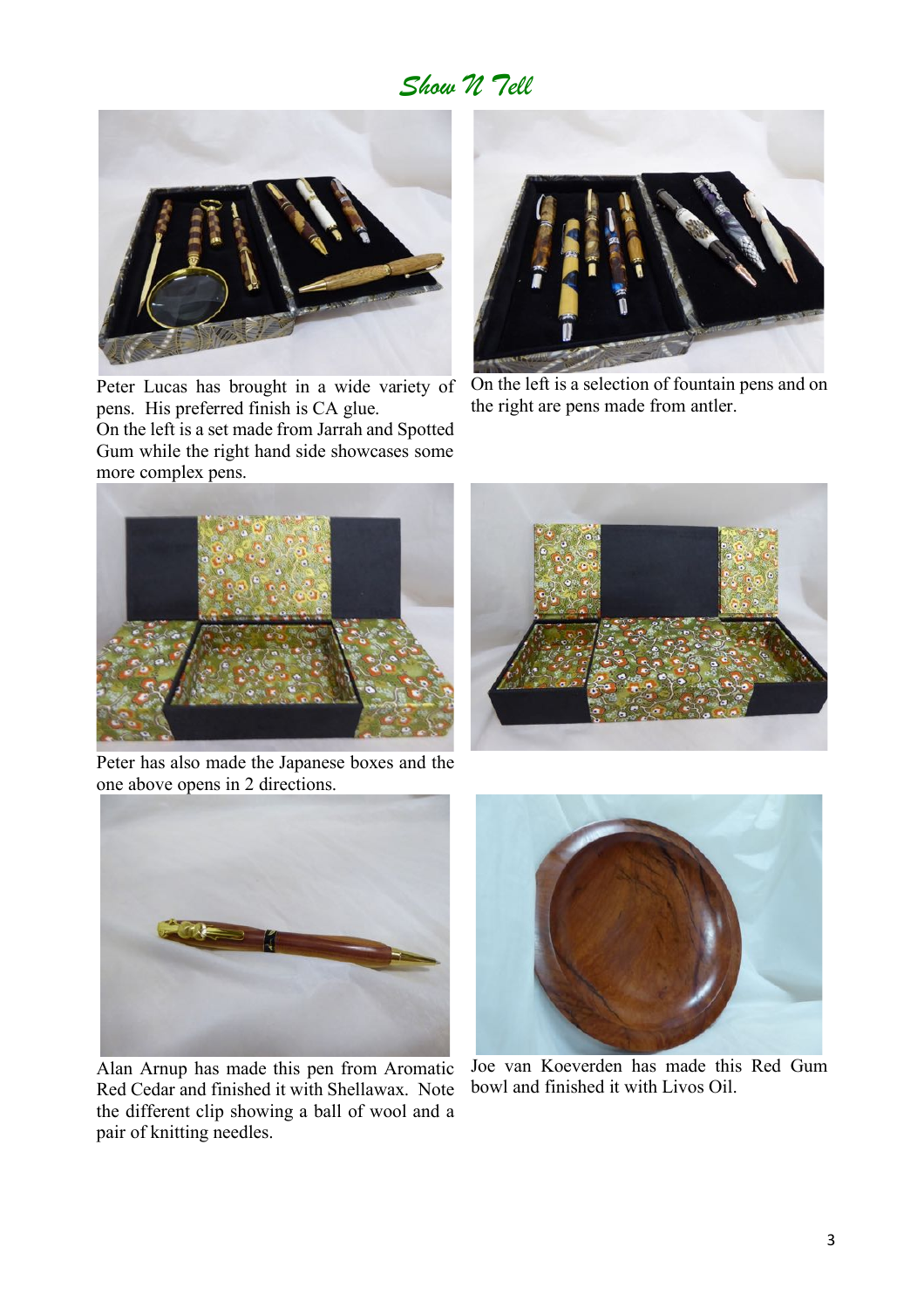# Show N Tell

Peter Lucas has brought in a wide variety of pens. His preferred finish is CA glue.
On the left is a set made from Jarrah and Spotted Gum while the right hand side showcases some more complex pens.

On the left is a selection of fountain pens and on the right are pens made from antler.

Peter has also made the Japanese boxes and the one above opens in 2 directions.

Alan Arnup has made this pen from Aromatic Red Cedar and finished it with Shellawax. Note the different clip showing a ball of wool and a pair of knitting needles.

Joe van Koeverden has made this Red Gum bowl and finished it with Livos Oil.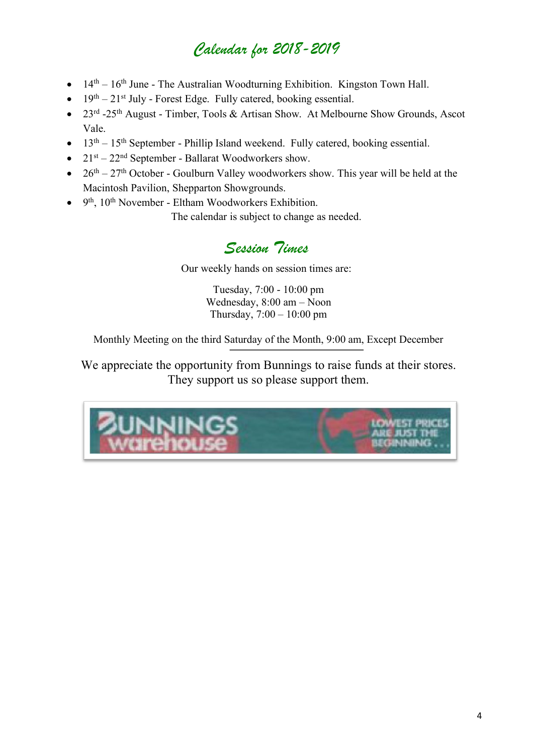## *Calendar for 2018-2019*

- 14th – 16th June - The Australian Woodturning Exhibition. Kingston Town Hall.
- 19th – 21st July - Forest Edge. Fully catered, booking essential.
- 23rd -25th August - Timber, Tools & Artisan Show. At Melbourne Show Grounds, Ascot Vale.
- 13th – 15th September - Phillip Island weekend. Fully catered, booking essential.
- 21st – 22nd September - Ballarat Woodworkers show.
- 26th – 27th October - Goulburn Valley woodworkers show. This year will be held at the Macintosh Pavilion, Shepparton Showgrounds.
- 9th, 10th November - Eltham Woodworkers Exhibition.

The calendar is subject to change as needed.

## *Session Times*

Our weekly hands on session times are:

Tuesday, 7:00 - 10:00 pm
Wednesday, 8:00 am – Noon
Thursday, 7:00 – 10:00 pm

Monthly Meeting on the third Saturday of the Month, 9:00 am, Except December

---

We appreciate the opportunity from Bunnings to raise funds at their stores. They support us so please support them.

BUNNINGS warehouse — LOWEST PRICES ARE JUST THE BEGINNING . . .